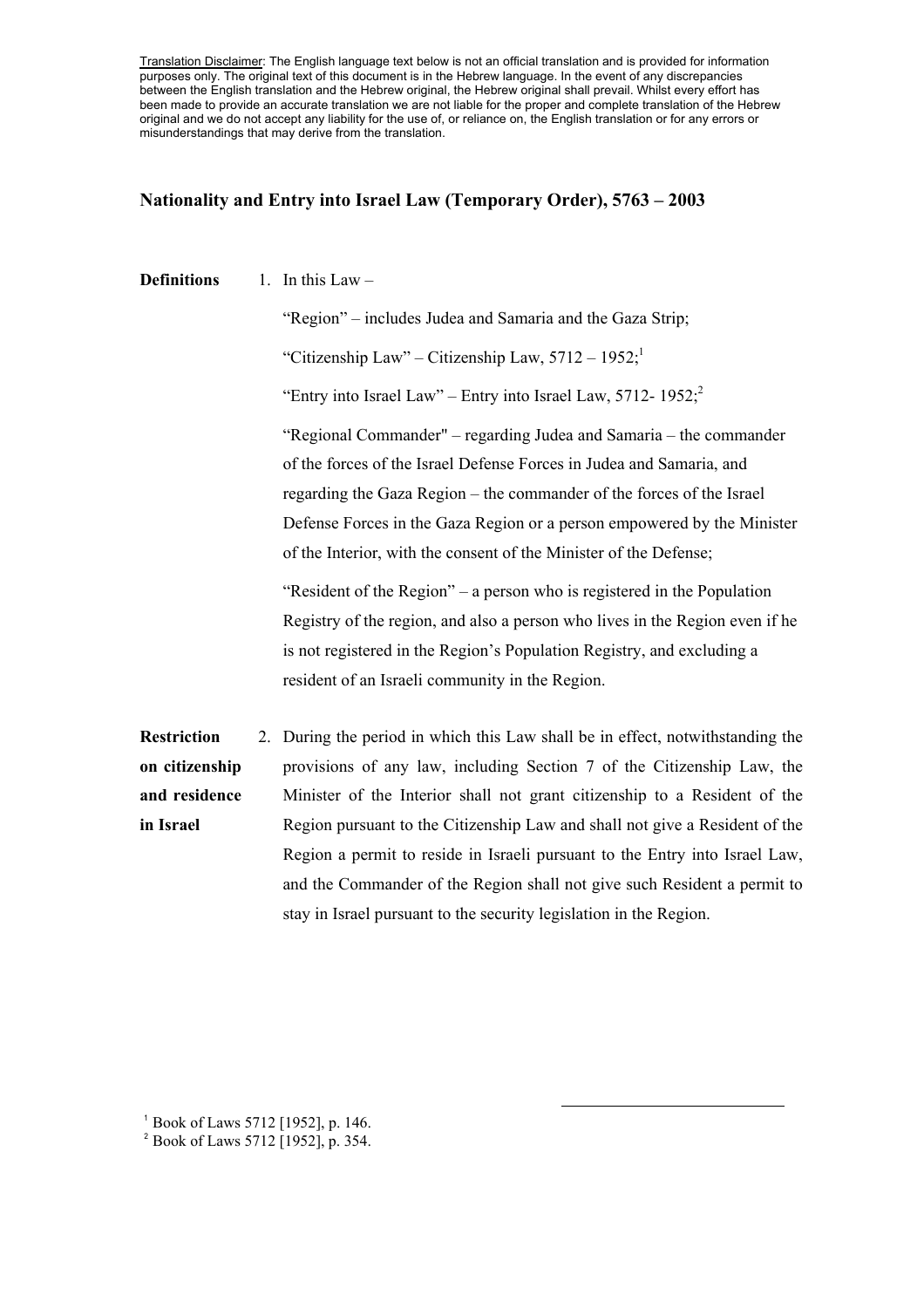<u>Translation Disclaimer</u>: The English language text below is not an official translation and is provided for information purposes only. The original text of this document is in the Hebrew language. In the event of any discrepancies between the English translation and the Hebrew original, the Hebrew original shall prevail. Whilst every effort has been made to provide an accurate translation we are not liable for the proper and complete translation of the Hebrew original and we do not accept any liability for the use of, or reliance on, the English translation or for any errors or misunderstandings that may derive from the translation.

# Nationality and Entry into Israel Law (Temporary Order), 5763 – 2003

**Definitions**

1. In this Law –

   "Region" – includes Judea and Samaria and the Gaza Strip;

   "Citizenship Law" – Citizenship Law, 5712 – 1952;[1]

   "Entry into Israel Law" – Entry into Israel Law, 5712- 1952;[2]

   "Regional Commander" – regarding Judea and Samaria – the commander of the forces of the Israel Defense Forces in Judea and Samaria, and regarding the Gaza Region – the commander of the forces of the Israel Defense Forces in the Gaza Region or a person empowered by the Minister of the Interior, with the consent of the Minister of the Defense;

   "Resident of the Region" – a person who is registered in the Population Registry of the region, and also a person who lives in the Region even if he is not registered in the Region's Population Registry, and excluding a resident of an Israeli community in the Region.

**Restriction on citizenship and residence in Israel**

2. During the period in which this Law shall be in effect, notwithstanding the provisions of any law, including Section 7 of the Citizenship Law, the Minister of the Interior shall not grant citizenship to a Resident of the Region pursuant to the Citizenship Law and shall not give a Resident of the Region a permit to reside in Israeli pursuant to the Entry into Israel Law, and the Commander of the Region shall not give such Resident a permit to stay in Israel pursuant to the security legislation in the Region.

---

[1] Book of Laws 5712 [1952], p. 146.

[2] Book of Laws 5712 [1952], p. 354.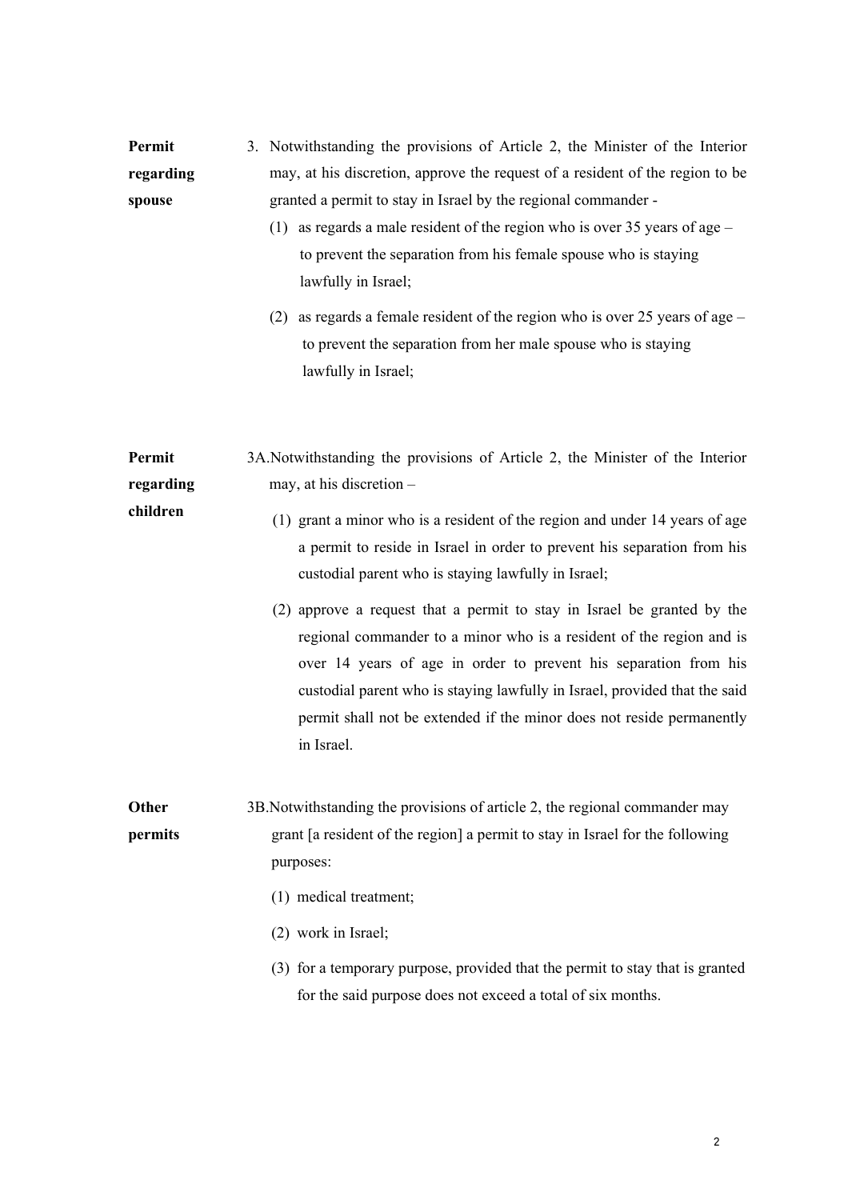**Permit regarding spouse**

3. Notwithstanding the provisions of Article 2, the Minister of the Interior may, at his discretion, approve the request of a resident of the region to be granted a permit to stay in Israel by the regional commander -

   (1) as regards a male resident of the region who is over 35 years of age – to prevent the separation from his female spouse who is staying lawfully in Israel;

   (2) as regards a female resident of the region who is over 25 years of age – to prevent the separation from her male spouse who is staying lawfully in Israel;

**Permit regarding children**

3A. Notwithstanding the provisions of Article 2, the Minister of the Interior may, at his discretion –

   (1) grant a minor who is a resident of the region and under 14 years of age a permit to reside in Israel in order to prevent his separation from his custodial parent who is staying lawfully in Israel;

   (2) approve a request that a permit to stay in Israel be granted by the regional commander to a minor who is a resident of the region and is over 14 years of age in order to prevent his separation from his custodial parent who is staying lawfully in Israel, provided that the said permit shall not be extended if the minor does not reside permanently in Israel.

**Other permits**

3B. Notwithstanding the provisions of article 2, the regional commander may grant [a resident of the region] a permit to stay in Israel for the following purposes:

   (1) medical treatment;

   (2) work in Israel;

   (3) for a temporary purpose, provided that the permit to stay that is granted for the said purpose does not exceed a total of six months.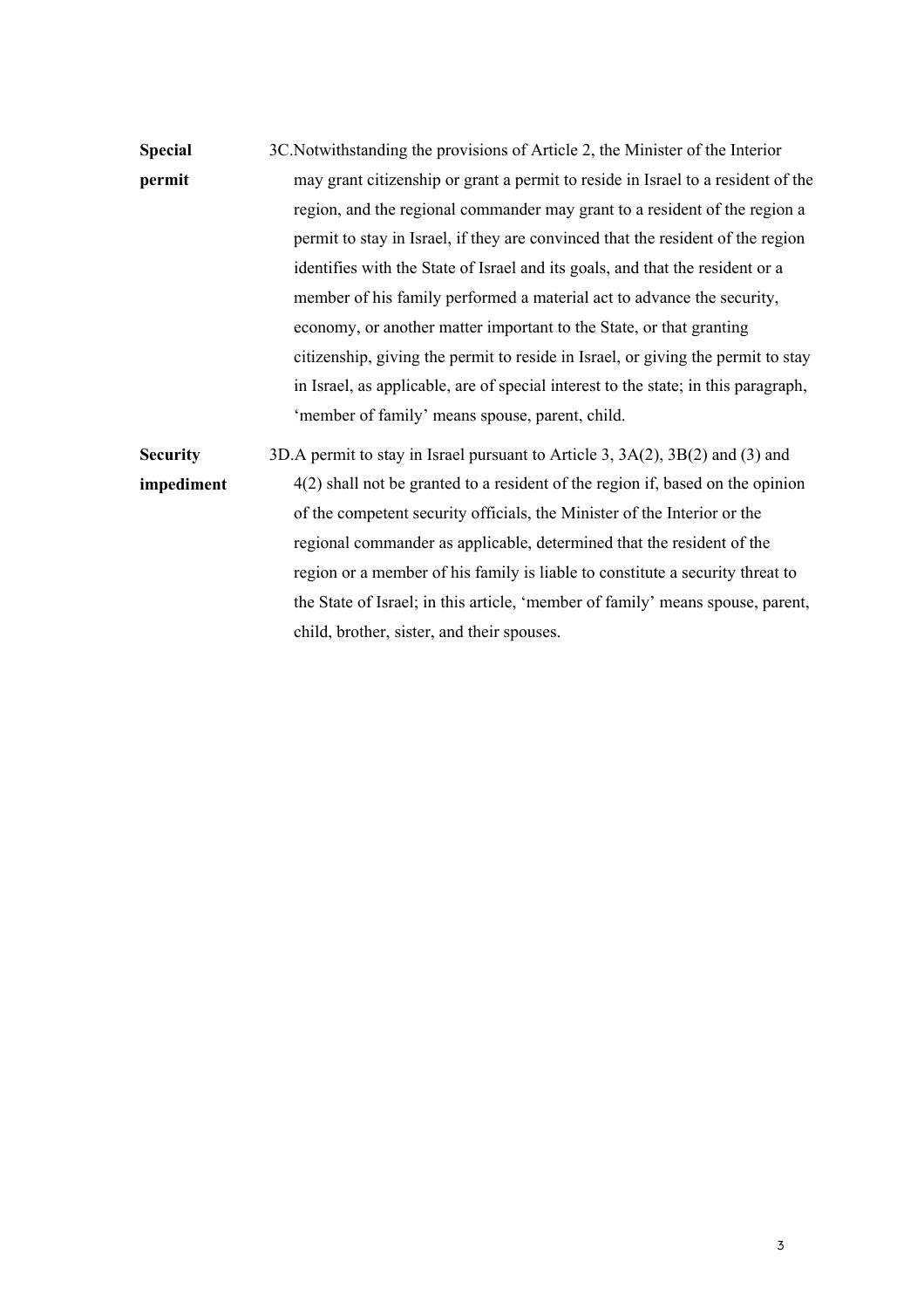**Special permit**

3C. Notwithstanding the provisions of Article 2, the Minister of the Interior may grant citizenship or grant a permit to reside in Israel to a resident of the region, and the regional commander may grant to a resident of the region a permit to stay in Israel, if they are convinced that the resident of the region identifies with the State of Israel and its goals, and that the resident or a member of his family performed a material act to advance the security, economy, or another matter important to the State, or that granting citizenship, giving the permit to reside in Israel, or giving the permit to stay in Israel, as applicable, are of special interest to the state; in this paragraph, 'member of family' means spouse, parent, child.

**Security impediment**

3D. A permit to stay in Israel pursuant to Article 3, 3A(2), 3B(2) and (3) and 4(2) shall not be granted to a resident of the region if, based on the opinion of the competent security officials, the Minister of the Interior or the regional commander as applicable, determined that the resident of the region or a member of his family is liable to constitute a security threat to the State of Israel; in this article, 'member of family' means spouse, parent, child, brother, sister, and their spouses.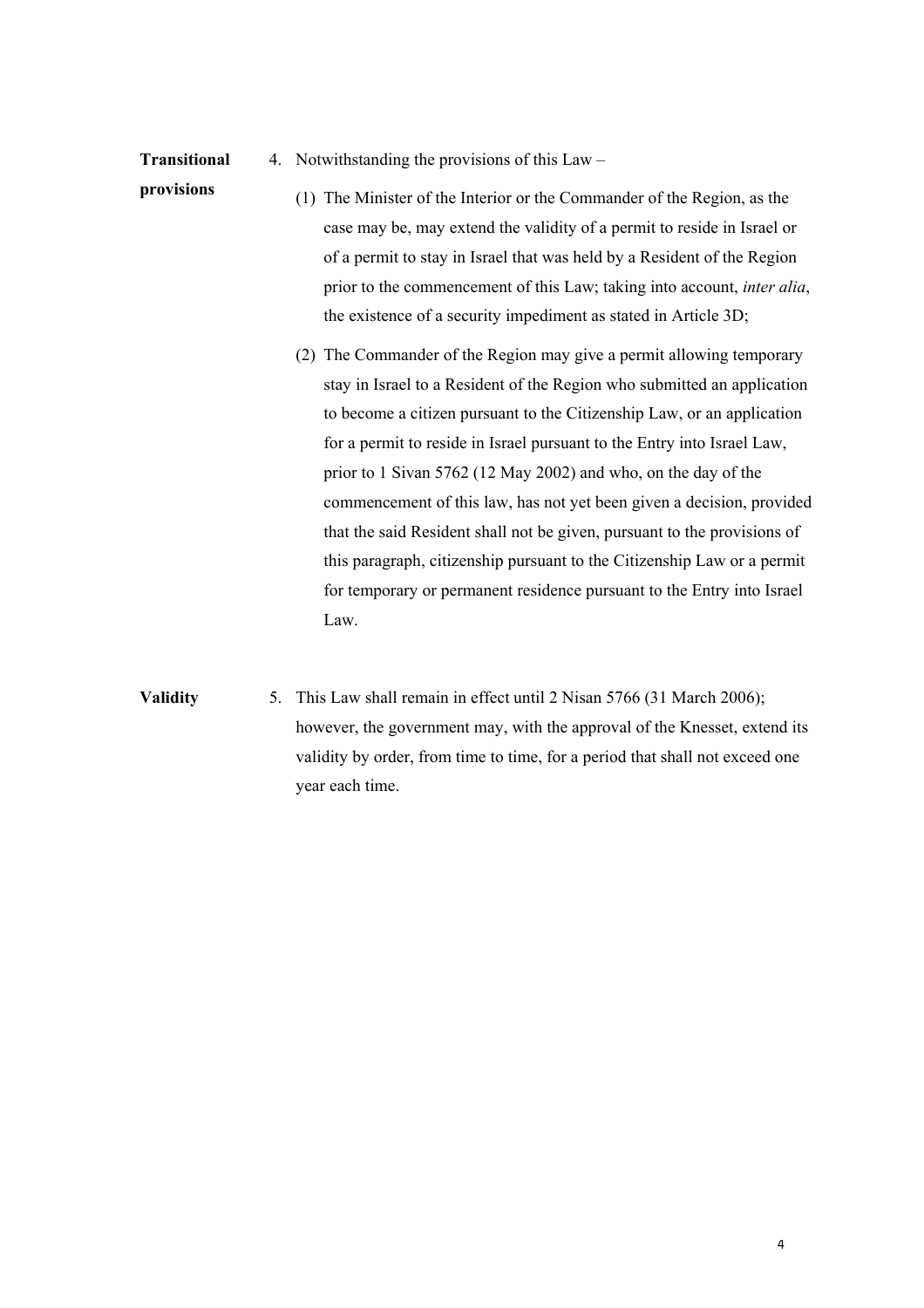**Transitional provisions**

4. Notwithstanding the provisions of this Law –

   (1) The Minister of the Interior or the Commander of the Region, as the case may be, may extend the validity of a permit to reside in Israel or of a permit to stay in Israel that was held by a Resident of the Region prior to the commencement of this Law; taking into account, *inter alia*, the existence of a security impediment as stated in Article 3D;

   (2) The Commander of the Region may give a permit allowing temporary stay in Israel to a Resident of the Region who submitted an application to become a citizen pursuant to the Citizenship Law, or an application for a permit to reside in Israel pursuant to the Entry into Israel Law, prior to 1 Sivan 5762 (12 May 2002) and who, on the day of the commencement of this law, has not yet been given a decision, provided that the said Resident shall not be given, pursuant to the provisions of this paragraph, citizenship pursuant to the Citizenship Law or a permit for temporary or permanent residence pursuant to the Entry into Israel Law.

**Validity**

5. This Law shall remain in effect until 2 Nisan 5766 (31 March 2006); however, the government may, with the approval of the Knesset, extend its validity by order, from time to time, for a period that shall not exceed one year each time.